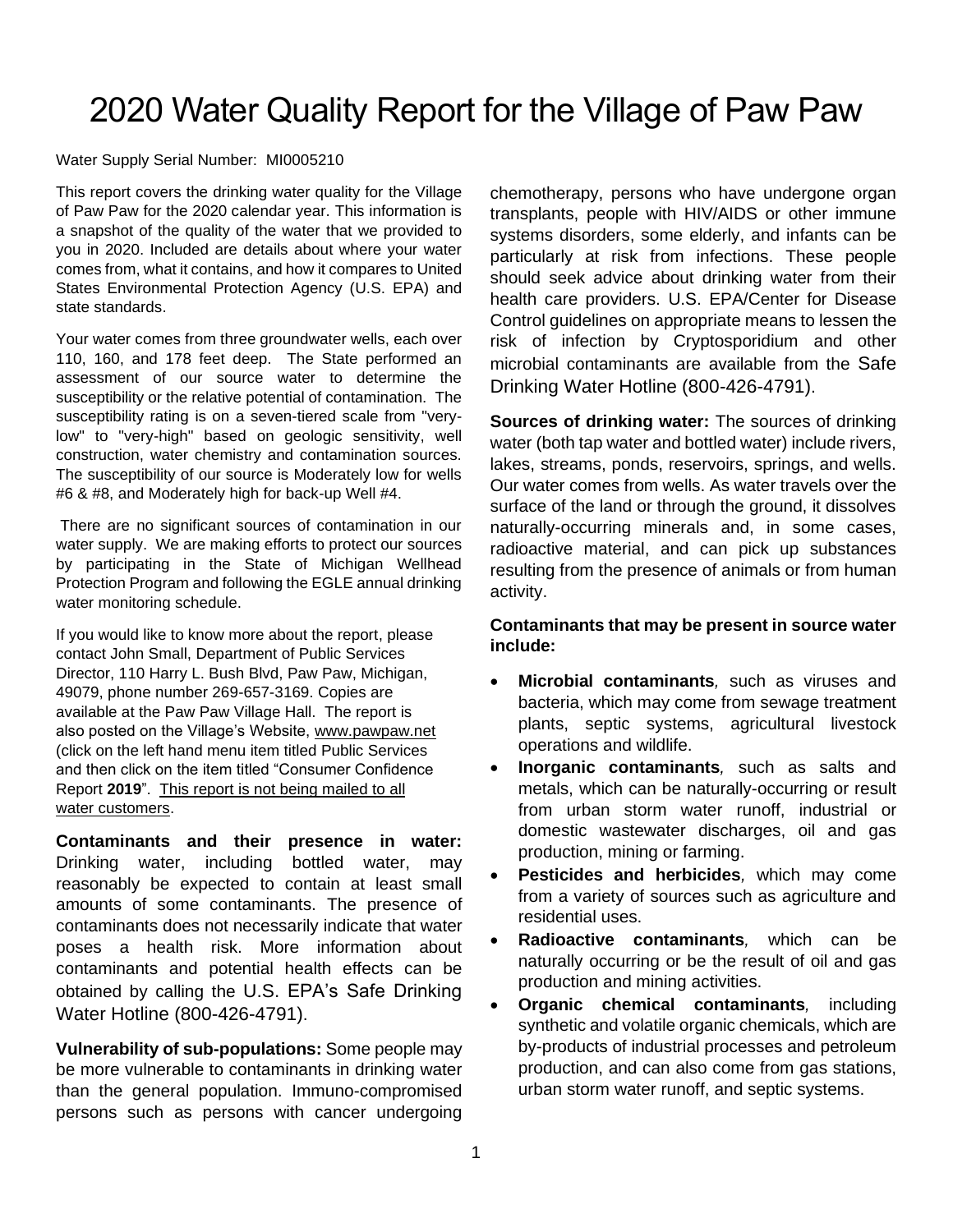# 2020 Water Quality Report for the Village of Paw Paw

Water Supply Serial Number: MI0005210

This report covers the drinking water quality for the Village of Paw Paw for the 2020 calendar year. This information is a snapshot of the quality of the water that we provided to you in 2020. Included are details about where your water comes from, what it contains, and how it compares to United States Environmental Protection Agency (U.S. EPA) and state standards.

Your water comes from three groundwater wells, each over 110, 160, and 178 feet deep. The State performed an assessment of our source water to determine the susceptibility or the relative potential of contamination. The susceptibility rating is on a seven-tiered scale from "very-low" to "very-high" based on geologic sensitivity, well construction, water chemistry and contamination sources. The susceptibility of our source is Moderately low for wells #6 & #8, and Moderately high for back-up Well #4.

There are no significant sources of contamination in our water supply. We are making efforts to protect our sources by participating in the State of Michigan Wellhead Protection Program and following the EGLE annual drinking water monitoring schedule.

If you would like to know more about the report, please contact John Small, Department of Public Services Director, 110 Harry L. Bush Blvd, Paw Paw, Michigan, 49079, phone number 269-657-3169. Copies are available at the Paw Paw Village Hall. The report is also posted on the Village's Website, www.pawpaw.net (click on the left hand menu item titled Public Services and then click on the item titled "Consumer Confidence Report **2019**". This report is not being mailed to all water customers.

**Contaminants and their presence in water:** Drinking water, including bottled water, may reasonably be expected to contain at least small amounts of some contaminants. The presence of contaminants does not necessarily indicate that water poses a health risk. More information about contaminants and potential health effects can be obtained by calling the U.S. EPA's Safe Drinking Water Hotline (800-426-4791).

**Vulnerability of sub-populations:** Some people may be more vulnerable to contaminants in drinking water than the general population. Immuno-compromised persons such as persons with cancer undergoing chemotherapy, persons who have undergone organ transplants, people with HIV/AIDS or other immune systems disorders, some elderly, and infants can be particularly at risk from infections. These people should seek advice about drinking water from their health care providers. U.S. EPA/Center for Disease Control guidelines on appropriate means to lessen the risk of infection by Cryptosporidium and other microbial contaminants are available from the Safe Drinking Water Hotline (800-426-4791).

**Sources of drinking water:** The sources of drinking water (both tap water and bottled water) include rivers, lakes, streams, ponds, reservoirs, springs, and wells. Our water comes from wells. As water travels over the surface of the land or through the ground, it dissolves naturally-occurring minerals and, in some cases, radioactive material, and can pick up substances resulting from the presence of animals or from human activity.

**Contaminants that may be present in source water include:**

- **Microbial contaminants***,* such as viruses and bacteria, which may come from sewage treatment plants, septic systems, agricultural livestock operations and wildlife.
- **Inorganic contaminants***,* such as salts and metals, which can be naturally-occurring or result from urban storm water runoff, industrial or domestic wastewater discharges, oil and gas production, mining or farming.
- **Pesticides and herbicides***,* which may come from a variety of sources such as agriculture and residential uses.
- **Radioactive contaminants***,* which can be naturally occurring or be the result of oil and gas production and mining activities.
- **Organic chemical contaminants***,* including synthetic and volatile organic chemicals, which are by-products of industrial processes and petroleum production, and can also come from gas stations, urban storm water runoff, and septic systems.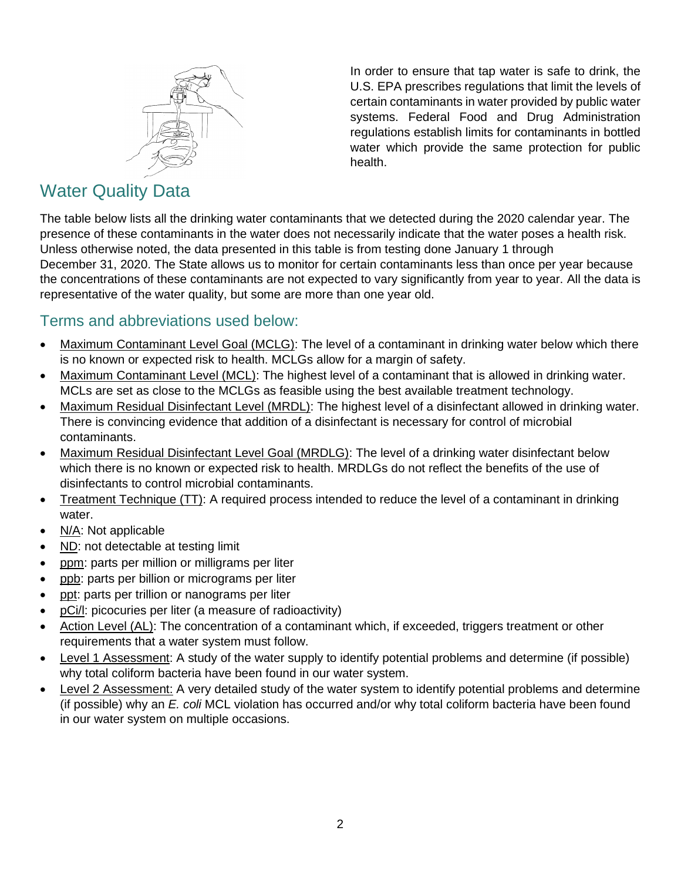In order to ensure that tap water is safe to drink, the U.S. EPA prescribes regulations that limit the levels of certain contaminants in water provided by public water systems. Federal Food and Drug Administration regulations establish limits for contaminants in bottled water which provide the same protection for public health.

## Water Quality Data

The table below lists all the drinking water contaminants that we detected during the 2020 calendar year. The presence of these contaminants in the water does not necessarily indicate that the water poses a health risk. Unless otherwise noted, the data presented in this table is from testing done January 1 through December 31, 2020. The State allows us to monitor for certain contaminants less than once per year because the concentrations of these contaminants are not expected to vary significantly from year to year. All the data is representative of the water quality, but some are more than one year old.

### Terms and abbreviations used below:

- Maximum Contaminant Level Goal (MCLG): The level of a contaminant in drinking water below which there is no known or expected risk to health. MCLGs allow for a margin of safety.
- Maximum Contaminant Level (MCL): The highest level of a contaminant that is allowed in drinking water. MCLs are set as close to the MCLGs as feasible using the best available treatment technology.
- Maximum Residual Disinfectant Level (MRDL): The highest level of a disinfectant allowed in drinking water. There is convincing evidence that addition of a disinfectant is necessary for control of microbial contaminants.
- Maximum Residual Disinfectant Level Goal (MRDLG): The level of a drinking water disinfectant below which there is no known or expected risk to health. MRDLGs do not reflect the benefits of the use of disinfectants to control microbial contaminants.
- Treatment Technique (TT): A required process intended to reduce the level of a contaminant in drinking water.
- N/A: Not applicable
- ND: not detectable at testing limit
- ppm: parts per million or milligrams per liter
- ppb: parts per billion or micrograms per liter
- ppt: parts per trillion or nanograms per liter
- pCi/l: picocuries per liter (a measure of radioactivity)
- Action Level (AL): The concentration of a contaminant which, if exceeded, triggers treatment or other requirements that a water system must follow.
- Level 1 Assessment: A study of the water supply to identify potential problems and determine (if possible) why total coliform bacteria have been found in our water system.
- Level 2 Assessment: A very detailed study of the water system to identify potential problems and determine (if possible) why an *E. coli* MCL violation has occurred and/or why total coliform bacteria have been found in our water system on multiple occasions.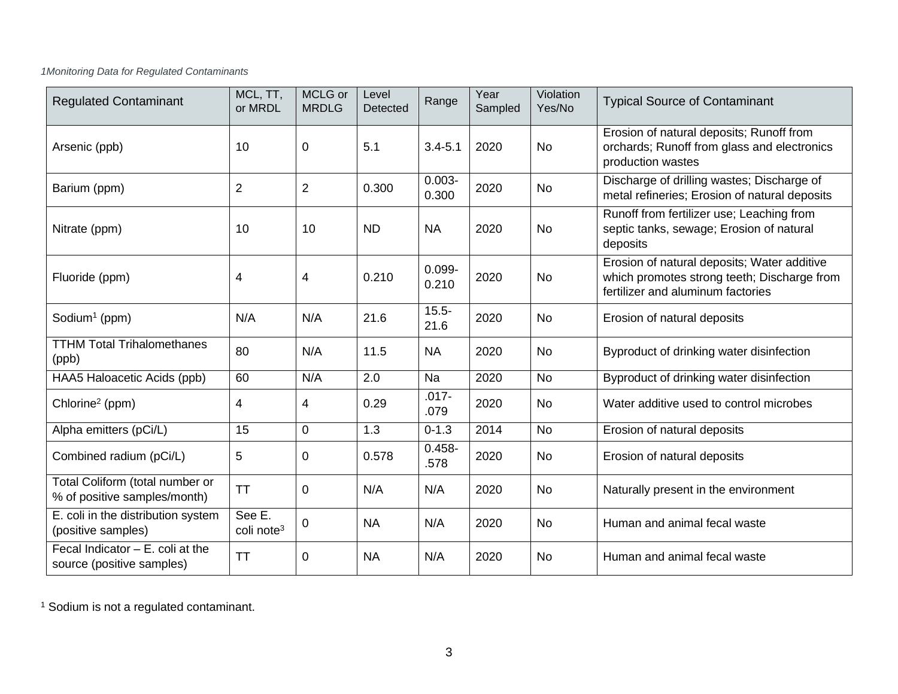*1Monitoring Data for Regulated Contaminants*

| Regulated Contaminant | MCL, TT, or MRDL | MCLG or MRDLG | Level Detected | Range | Year Sampled | Violation Yes/No | Typical Source of Contaminant |
|---|---|---|---|---|---|---|---|
| Arsenic (ppb) | 10 | 0 | 5.1 | 3.4-5.1 | 2020 | No | Erosion of natural deposits; Runoff from orchards; Runoff from glass and electronics production wastes |
| Barium (ppm) | 2 | 2 | 0.300 | 0.003-0.300 | 2020 | No | Discharge of drilling wastes; Discharge of metal refineries; Erosion of natural deposits |
| Nitrate (ppm) | 10 | 10 | ND | NA | 2020 | No | Runoff from fertilizer use; Leaching from septic tanks, sewage; Erosion of natural deposits |
| Fluoride (ppm) | 4 | 4 | 0.210 | 0.099-0.210 | 2020 | No | Erosion of natural deposits; Water additive which promotes strong teeth; Discharge from fertilizer and aluminum factories |
| Sodium[1] (ppm) | N/A | N/A | 21.6 | 15.5-21.6 | 2020 | No | Erosion of natural deposits |
| TTHM Total Trihalomethanes (ppb) | 80 | N/A | 11.5 | NA | 2020 | No | Byproduct of drinking water disinfection |
| HAA5 Haloacetic Acids (ppb) | 60 | N/A | 2.0 | Na | 2020 | No | Byproduct of drinking water disinfection |
| Chlorine[2] (ppm) | 4 | 4 | 0.29 | .017-.079 | 2020 | No | Water additive used to control microbes |
| Alpha emitters (pCi/L) | 15 | 0 | 1.3 | 0-1.3 | 2014 | No | Erosion of natural deposits |
| Combined radium (pCi/L) | 5 | 0 | 0.578 | 0.458-.578 | 2020 | No | Erosion of natural deposits |
| Total Coliform (total number or % of positive samples/month) | TT | 0 | N/A | N/A | 2020 | No | Naturally present in the environment |
| E. coli in the distribution system (positive samples) | See E. coli note[3] | 0 | NA | N/A | 2020 | No | Human and animal fecal waste |
| Fecal Indicator – E. coli at the source (positive samples) | TT | 0 | NA | N/A | 2020 | No | Human and animal fecal waste |

[1] Sodium is not a regulated contaminant.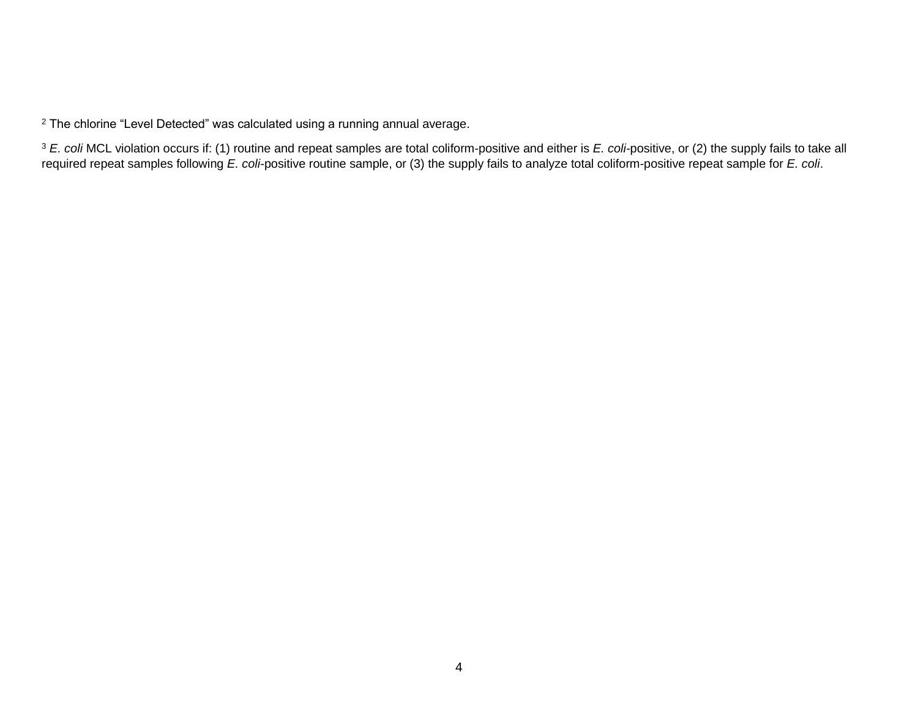[2] The chlorine “Level Detected” was calculated using a running annual average.

[3] *E. coli* MCL violation occurs if: (1) routine and repeat samples are total coliform-positive and either is *E. coli*-positive, or (2) the supply fails to take all required repeat samples following *E. coli*-positive routine sample, or (3) the supply fails to analyze total coliform-positive repeat sample for *E. coli*.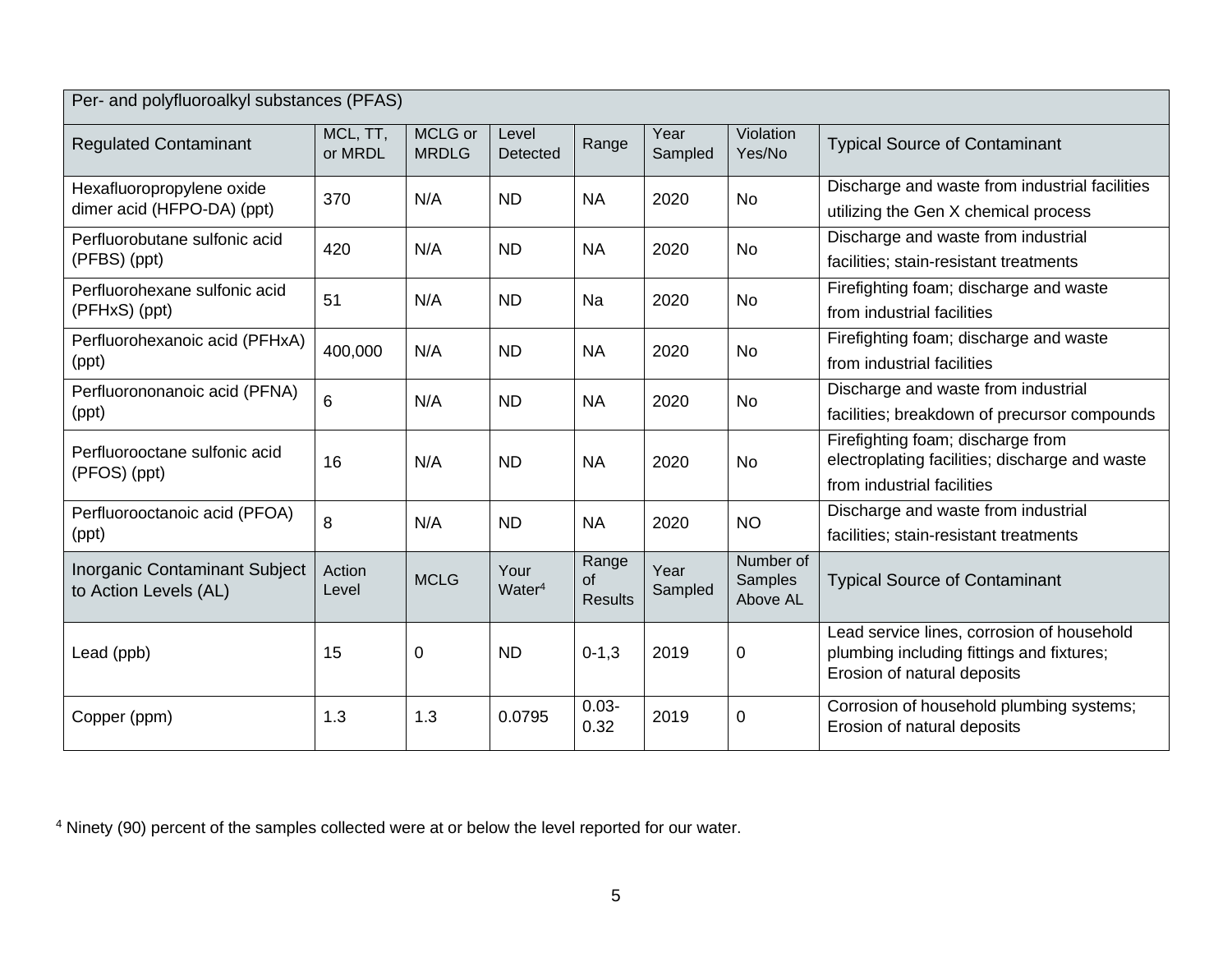| Per- and polyfluoroalkyl substances (PFAS) | | | | | | | |
|---|---|---|---|---|---|---|---|
| Regulated Contaminant | MCL, TT, or MRDL | MCLG or MRDLG | Level Detected | Range | Year Sampled | Violation Yes/No | Typical Source of Contaminant |
| Hexafluoropropylene oxide dimer acid (HFPO-DA) (ppt) | 370 | N/A | ND | NA | 2020 | No | Discharge and waste from industrial facilities utilizing the Gen X chemical process |
| Perfluorobutane sulfonic acid (PFBS) (ppt) | 420 | N/A | ND | NA | 2020 | No | Discharge and waste from industrial facilities; stain-resistant treatments |
| Perfluorohexane sulfonic acid (PFHxS) (ppt) | 51 | N/A | ND | Na | 2020 | No | Firefighting foam; discharge and waste from industrial facilities |
| Perfluorohexanoic acid (PFHxA) (ppt) | 400,000 | N/A | ND | NA | 2020 | No | Firefighting foam; discharge and waste from industrial facilities |
| Perfluorononanoic acid (PFNA) (ppt) | 6 | N/A | ND | NA | 2020 | No | Discharge and waste from industrial facilities; breakdown of precursor compounds |
| Perfluorooctane sulfonic acid (PFOS) (ppt) | 16 | N/A | ND | NA | 2020 | No | Firefighting foam; discharge from electroplating facilities; discharge and waste from industrial facilities |
| Perfluorooctanoic acid (PFOA) (ppt) | 8 | N/A | ND | NA | 2020 | NO | Discharge and waste from industrial facilities; stain-resistant treatments |
| Inorganic Contaminant Subject to Action Levels (AL) | Action Level | MCLG | Your Water[4] | Range of Results | Year Sampled | Number of Samples Above AL | Typical Source of Contaminant |
| Lead (ppb) | 15 | 0 | ND | 0-1,3 | 2019 | 0 | Lead service lines, corrosion of household plumbing including fittings and fixtures; Erosion of natural deposits |
| Copper (ppm) | 1.3 | 1.3 | 0.0795 | 0.03-0.32 | 2019 | 0 | Corrosion of household plumbing systems; Erosion of natural deposits |

[4] Ninety (90) percent of the samples collected were at or below the level reported for our water.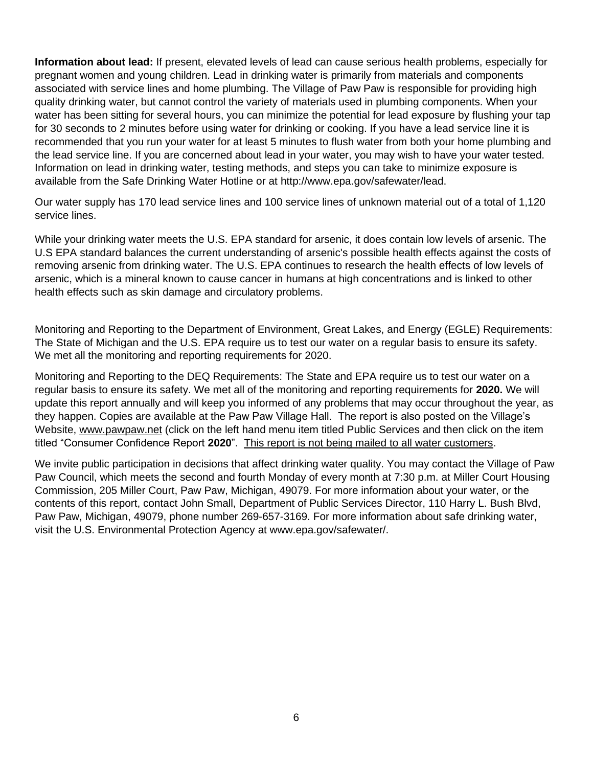**Information about lead:** If present, elevated levels of lead can cause serious health problems, especially for pregnant women and young children. Lead in drinking water is primarily from materials and components associated with service lines and home plumbing. The Village of Paw Paw is responsible for providing high quality drinking water, but cannot control the variety of materials used in plumbing components. When your water has been sitting for several hours, you can minimize the potential for lead exposure by flushing your tap for 30 seconds to 2 minutes before using water for drinking or cooking. If you have a lead service line it is recommended that you run your water for at least 5 minutes to flush water from both your home plumbing and the lead service line. If you are concerned about lead in your water, you may wish to have your water tested. Information on lead in drinking water, testing methods, and steps you can take to minimize exposure is available from the Safe Drinking Water Hotline or at http://www.epa.gov/safewater/lead.

Our water supply has 170 lead service lines and 100 service lines of unknown material out of a total of 1,120 service lines.

While your drinking water meets the U.S. EPA standard for arsenic, it does contain low levels of arsenic. The U.S EPA standard balances the current understanding of arsenic's possible health effects against the costs of removing arsenic from drinking water. The U.S. EPA continues to research the health effects of low levels of arsenic, which is a mineral known to cause cancer in humans at high concentrations and is linked to other health effects such as skin damage and circulatory problems.

Monitoring and Reporting to the Department of Environment, Great Lakes, and Energy (EGLE) Requirements: The State of Michigan and the U.S. EPA require us to test our water on a regular basis to ensure its safety. We met all the monitoring and reporting requirements for 2020.

Monitoring and Reporting to the DEQ Requirements: The State and EPA require us to test our water on a regular basis to ensure its safety. We met all of the monitoring and reporting requirements for **2020.** We will update this report annually and will keep you informed of any problems that may occur throughout the year, as they happen. Copies are available at the Paw Paw Village Hall. The report is also posted on the Village's Website, www.pawpaw.net (click on the left hand menu item titled Public Services and then click on the item titled "Consumer Confidence Report **2020**". This report is not being mailed to all water customers.

We invite public participation in decisions that affect drinking water quality. You may contact the Village of Paw Paw Council, which meets the second and fourth Monday of every month at 7:30 p.m. at Miller Court Housing Commission, 205 Miller Court, Paw Paw, Michigan, 49079. For more information about your water, or the contents of this report, contact John Small, Department of Public Services Director, 110 Harry L. Bush Blvd, Paw Paw, Michigan, 49079, phone number 269-657-3169. For more information about safe drinking water, visit the U.S. Environmental Protection Agency at www.epa.gov/safewater/.